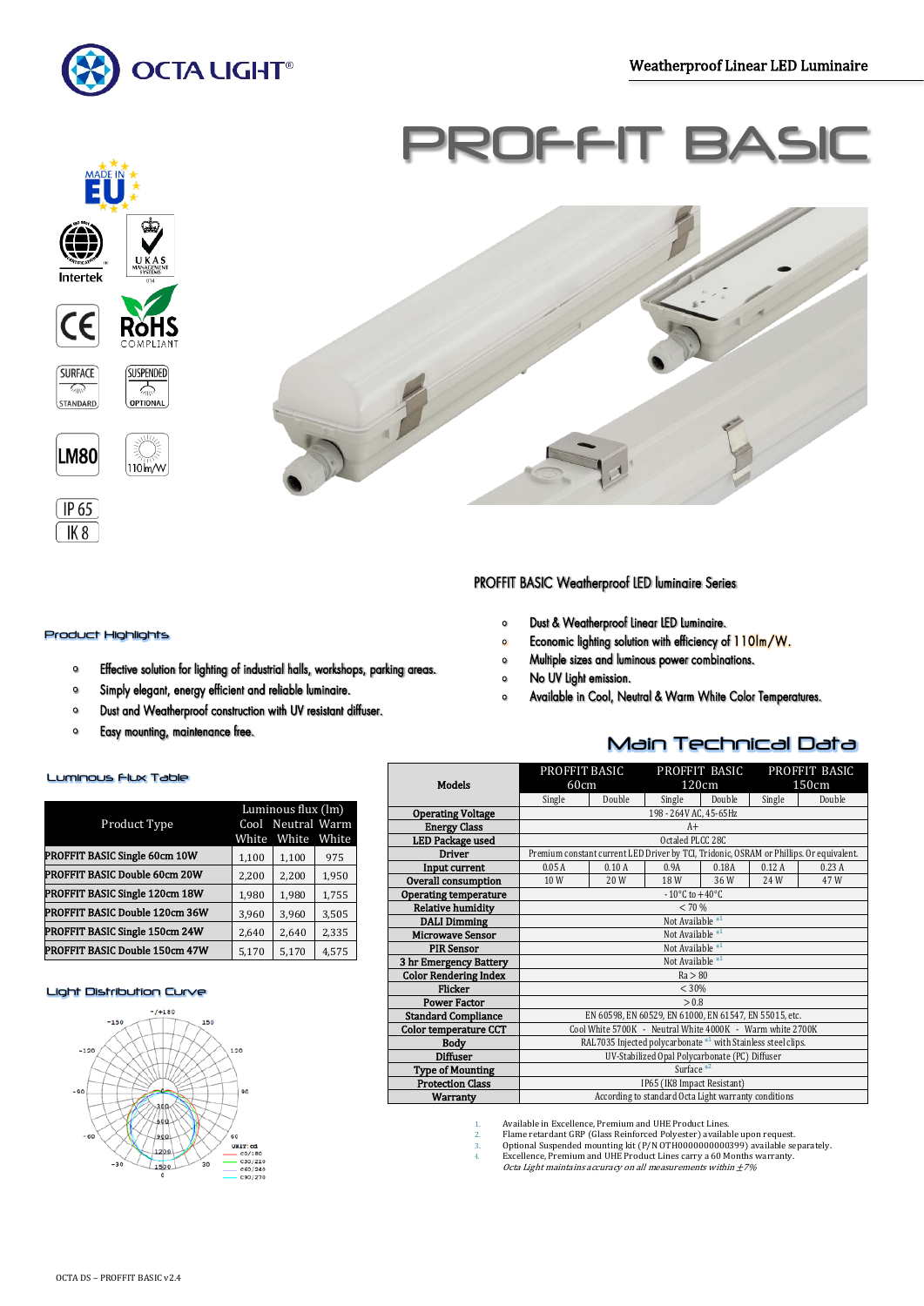OCTA LIGHT®

Weatherproof Linear LED Luminaire

# PROFFIT BASIC

MADE IN EU

Intertek

UKAS MANAGEMENT SYSTEMS

CE

RoHS COMPLIANT

SURFACE STANDARD

SUSPENDED OPTIONAL

LM80

110lm/W

IP 65

IK 8

## PROFFIT BASIC Weatherproof LED luminaire Series

- Dust & Weatherproof Linear LED Luminaire.
- Economic lighting solution with efficiency of 110lm/W.
- Multiple sizes and luminous power combinations.
- No UV light emission.
- Available in Cool, Neutral & Warm White Color Temperatures.

### Product Highlights

- Effective solution for lighting of industrial halls, workshops, parking areas.
- Simply elegant, energy efficient and reliable luminaire.
- Dust and Weatherproof construction with UV resistant diffuser.
- Easy mounting, maintenance free.

### Luminous Flux Table

| Product Type | Luminous flux (lm) Cool White | Neutral White | Warm White |
|---|---|---|---|
| PROFFIT BASIC Single 60cm 10W | 1,100 | 1,100 | 975 |
| PROFFIT BASIC Double 60cm 20W | 2,200 | 2,200 | 1,950 |
| PROFFIT BASIC Single 120cm 18W | 1,980 | 1,980 | 1,755 |
| PROFFIT BASIC Double 120cm 36W | 3,960 | 3,960 | 3,505 |
| PROFFIT BASIC Single 150cm 24W | 2,640 | 2,640 | 2,335 |
| PROFFIT BASIC Double 150cm 47W | 5,170 | 5,170 | 4,575 |

### Light Distribution Curve

### Main Technical Data

| Models | PROFFIT BASIC 60cm | | PROFFIT BASIC 120cm | | PROFFIT BASIC 150cm | |
|---|---|---|---|---|---|---|
| | Single | Double | Single | Double | Single | Double |
| Operating Voltage | 198 - 264V AC, 45-65Hz | | | | | |
| Energy Class | A+ | | | | | |
| LED Package used | Octaled PLCC 28C | | | | | |
| Driver | Premium constant current LED Driver by TCI, Tridonic, OSRAM or Phillips. Or equivalent. | | | | | |
| Input current | 0.05 A | 0.10 A | 0.9A | 0.18A | 0.12 A | 0.23 A |
| Overall consumption | 10 W | 20 W | 18 W | 36 W | 24 W | 47 W |
| Operating temperature | - 10°C to + 40°C | | | | | |
| Relative humidity | < 70 % | | | | | |
| DALI Dimming | Not Available [*1] | | | | | |
| Microwave Sensor | Not Available [*1] | | | | | |
| PIR Sensor | Not Available [*1] | | | | | |
| 3 hr Emergency Battery | Not Available [*1] | | | | | |
| Color Rendering Index | Ra > 80 | | | | | |
| Flicker | < 30% | | | | | |
| Power Factor | > 0.8 | | | | | |
| Standard Compliance | EN 60598, EN 60529, EN 61000, EN 61547, EN 55015, etc. | | | | | |
| Color temperature CCT | Cool White 5700K - Neutral White 4000K - Warm white 2700K | | | | | |
| Body | RAL7035 Injected polycarbonate [*1] with Stainless steel clips. | | | | | |
| Diffuser | UV-Stabilized Opal Polycarbonate (PC) Diffuser | | | | | |
| Type of Mounting | Surface [*2] | | | | | |
| Protection Class | IP65 (IK8 Impact Resistant) | | | | | |
| Warranty | According to standard Octa Light warranty conditions | | | | | |

1. Available in Excellence, Premium and UHE Product Lines.
2. Flame retardant GRP (Glass Reinforced Polyester) available upon request.
3. Optional Suspended mounting kit (P/N OTH0000000000399) available separately.
4. Excellence, Premium and UHE Product Lines carry a 60 Months warranty.

*Octa Light maintains accuracy on all measurements within ±7%*

OCTA DS – PROFFIT BASIC v2.4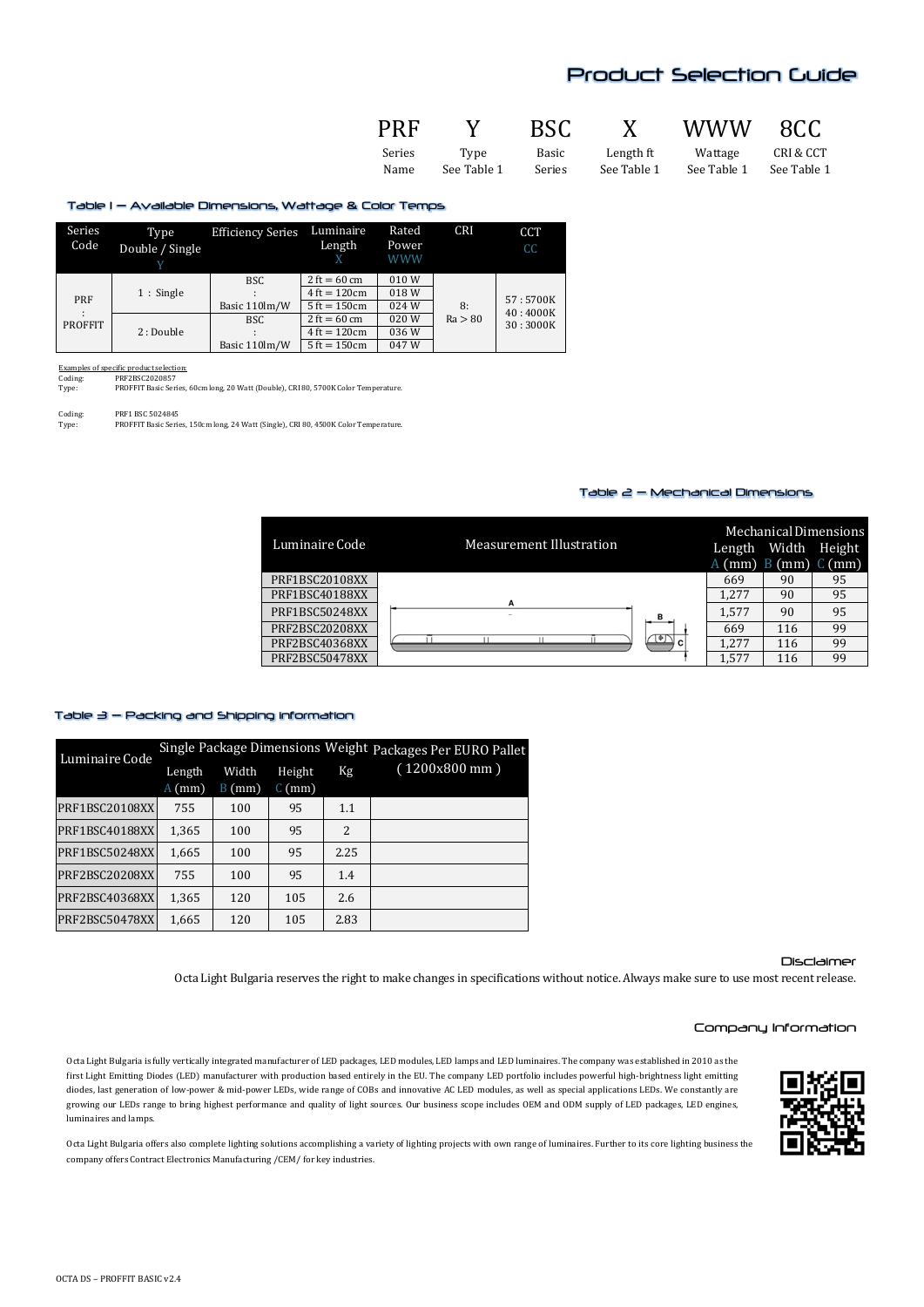# Product Selection Guide

| PRF | Y | BSC | X | WWW | 8CC |
|---|---|---|---|---|---|
| Series Name | Type See Table 1 | Basic Series | Length ft See Table 1 | Wattage See Table 1 | CRI & CCT See Table 1 |

## Table 1 – Available Dimensions, Wattage & Color Temps

| Series Code | Type Double / Single Y | Efficiency Series | Luminaire Length X | Rated Power WWW | CRI | CCT CC |
|---|---|---|---|---|---|---|
| PRF : PROFFIT | 1 : Single | BSC : Basic 110lm/W | 2 ft = 60 cm | 010 W | 8: Ra > 80 | 57 : 5700K 40 : 4000K 30 : 3000K |
| | | | 4 ft = 120cm | 018 W | | |
| | | | 5 ft = 150cm | 024 W | | |
| | 2 : Double | BSC : Basic 110lm/W | 2 ft = 60 cm | 020 W | | |
| | | | 4 ft = 120cm | 036 W | | |
| | | | 5 ft = 150cm | 047 W | | |

Examples of specific product selection:

Coding: PRF2BSC2020857
Type: PROFFIT Basic Series, 60cm long, 20 Watt (Double), CRI 80, 5700K Color Temperature.

Coding: PRF1 BSC 5024845
Type: PROFFIT Basic Series, 150cm long, 24 Watt (Single), CRI 80, 4500K Color Temperature.

## Table 2 – Mechanical Dimensions

| Luminaire Code | Measurement Illustration | Mechanical Dimensions Length A (mm) | Width B (mm) | Height C (mm) |
|---|---|---|---|---|
| PRF1BSC20108XX | | 669 | 90 | 95 |
| PRF1BSC40188XX | | 1,277 | 90 | 95 |
| PRF1BSC50248XX | | 1,577 | 90 | 95 |
| PRF2BSC20208XX | | 669 | 116 | 99 |
| PRF2BSC40368XX | | 1,277 | 116 | 99 |
| PRF2BSC50478XX | | 1,577 | 116 | 99 |

## Table 3 – Packing and Shipping Information

| Luminaire Code | Single Package Dimensions Length A (mm) | Width B (mm) | Height C (mm) | Weight Kg | Packages Per EURO Pallet ( 1200x800 mm ) |
|---|---|---|---|---|---|
| PRF1BSC20108XX | 755 | 100 | 95 | 1.1 | |
| PRF1BSC40188XX | 1,365 | 100 | 95 | 2 | |
| PRF1BSC50248XX | 1,665 | 100 | 95 | 2.25 | |
| PRF2BSC20208XX | 755 | 100 | 95 | 1.4 | |
| PRF2BSC40368XX | 1,365 | 120 | 105 | 2.6 | |
| PRF2BSC50478XX | 1,665 | 120 | 105 | 2.83 | |

### Disclaimer

Octa Light Bulgaria reserves the right to make changes in specifications without notice. Always make sure to use most recent release.

### Company Information

Octa Light Bulgaria is fully vertically integrated manufacturer of LED packages, LED modules, LED lamps and LED luminaires. The company was established in 2010 as the first Light Emitting Diodes (LED) manufacturer with production based entirely in the EU. The company LED portfolio includes powerful high-brightness light emitting diodes, last generation of low-power & mid-power LEDs, wide range of COBs and innovative AC LED modules, as well as special applications LEDs. We constantly are growing our LEDs range to bring highest performance and quality of light sources. Our business scope includes OEM and ODM supply of LED packages, LED engines, luminaires and lamps.

Octa Light Bulgaria offers also complete lighting solutions accomplishing a variety of lighting projects with own range of luminaires. Further to its core lighting business the company offers Contract Electronics Manufacturing /CEM/ for key industries.